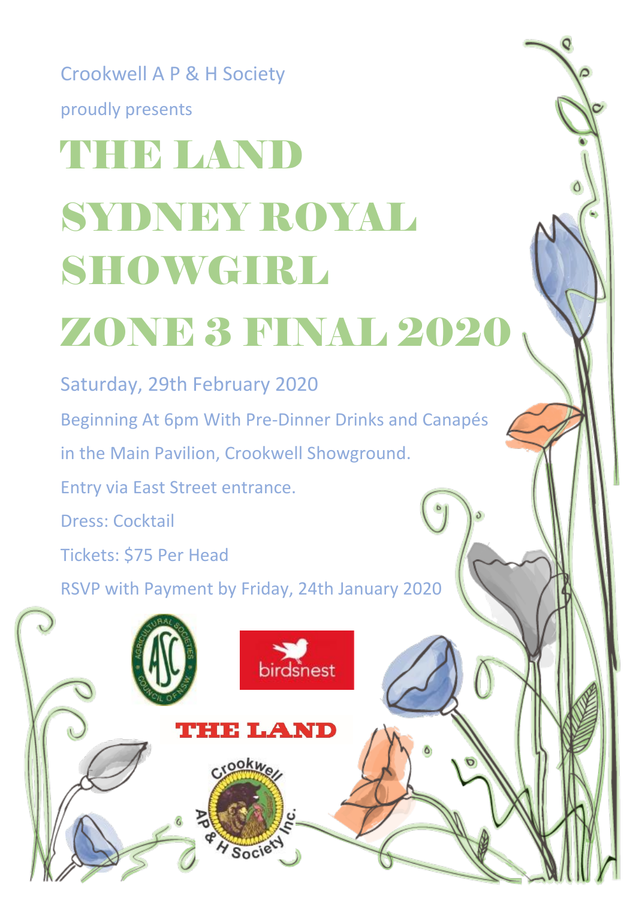Crookwell A P & H Society

proudly presents

# THE LAND SYDNEY ROYAL SHOWGIRL ZONE 3 FINAL 2020

Saturday, 29th February 2020

Beginning At 6pm With Pre-Dinner Drinks and Canapés

in the Main Pavilion, Crookwell Showground.

Entry via East Street entrance.

Dress: Cocktail

Tickets: $75 Per Head

RSVP with Payment by Friday, 24th January 2020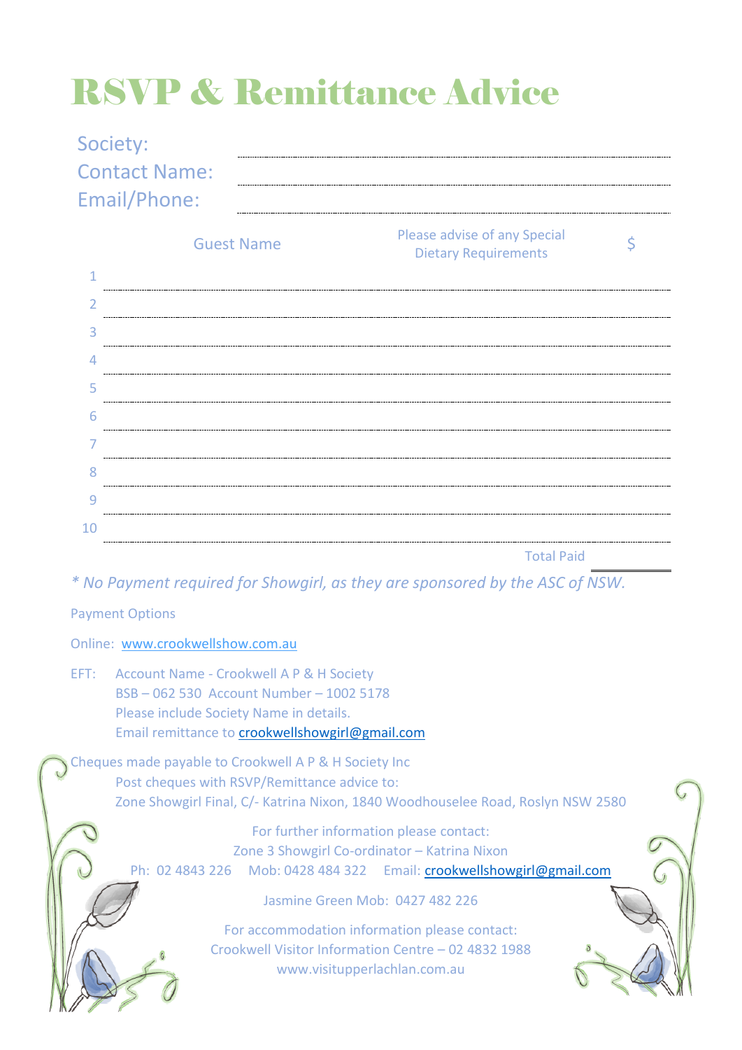# RSVP & Remittance Advice

Society: ........................................

Contact Name: ........................................

Email/Phone: ........................................

| | Guest Name | Please advise of any Special Dietary Requirements | $ |
|---|---|---|---|
| 1 | | | |
| 2 | | | |
| 3 | | | |
| 4 | | | |
| 5 | | | |
| 6 | | | |
| 7 | | | |
| 8 | | | |
| 9 | | | |
| 10 | | | |
| | | Total Paid | |

*\* No Payment required for Showgirl, as they are sponsored by the ASC of NSW.*

Payment Options

Online: [www.crookwellshow.com.au](http://www.crookwellshow.com.au)

EFT: Account Name - Crookwell A P & H Society
BSB – 062 530 Account Number – 1002 5178
Please include Society Name in details.
Email remittance to [crookwellshowgirl@gmail.com](mailto:crookwellshowgirl@gmail.com)

Cheques made payable to Crookwell A P & H Society Inc
Post cheques with RSVP/Remittance advice to:
Zone Showgirl Final, C/- Katrina Nixon, 1840 Woodhouselee Road, Roslyn NSW 2580

For further information please contact:
Zone 3 Showgirl Co-ordinator – Katrina Nixon
Ph: 02 4843 226 Mob: 0428 484 322 Email: [crookwellshowgirl@gmail.com](mailto:crookwellshowgirl@gmail.com)

Jasmine Green Mob: 0427 482 226

For accommodation information please contact:
Crookwell Visitor Information Centre – 02 4832 1988
www.visitupperlachlan.com.au